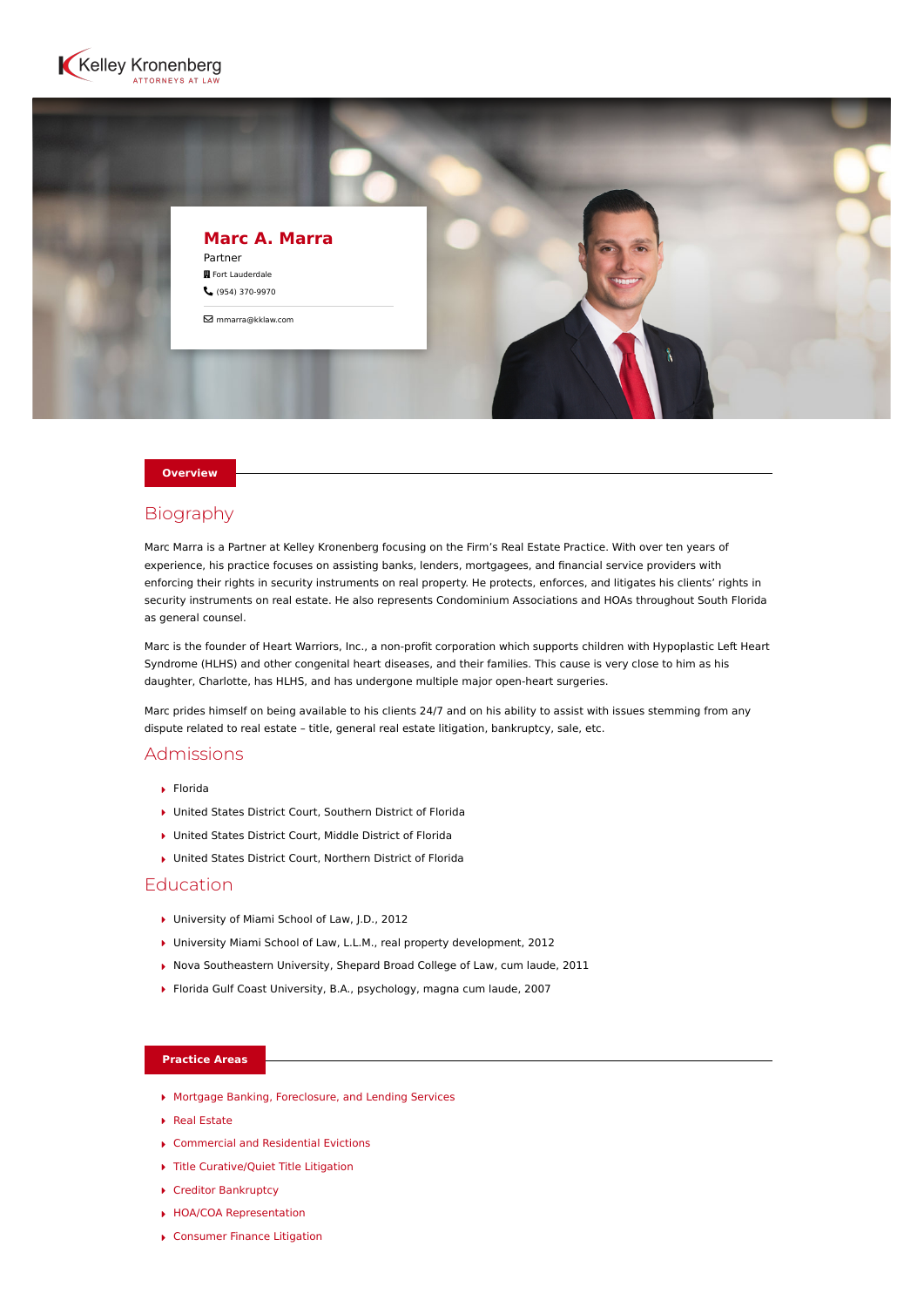Kelley Kronenberg
ATTORNEYS AT LAW

# Marc A. Marra

Partner

Fort Lauderdale

(954) 370-9970

mmarra@kklaw.com

## Overview

### Biography

Marc Marra is a Partner at Kelley Kronenberg focusing on the Firm's Real Estate Practice. With over ten years of experience, his practice focuses on assisting banks, lenders, mortgagees, and financial service providers with enforcing their rights in security instruments on real property. He protects, enforces, and litigates his clients' rights in security instruments on real estate. He also represents Condominium Associations and HOAs throughout South Florida as general counsel.

Marc is the founder of Heart Warriors, Inc., a non-profit corporation which supports children with Hypoplastic Left Heart Syndrome (HLHS) and other congenital heart diseases, and their families. This cause is very close to him as his daughter, Charlotte, has HLHS, and has undergone multiple major open-heart surgeries.

Marc prides himself on being available to his clients 24/7 and on his ability to assist with issues stemming from any dispute related to real estate – title, general real estate litigation, bankruptcy, sale, etc.

### Admissions

- Florida
- United States District Court, Southern District of Florida
- United States District Court, Middle District of Florida
- United States District Court, Northern District of Florida

### Education

- University of Miami School of Law, J.D., 2012
- University Miami School of Law, L.L.M., real property development, 2012
- Nova Southeastern University, Shepard Broad College of Law, cum laude, 2011
- Florida Gulf Coast University, B.A., psychology, magna cum laude, 2007

## Practice Areas

- Mortgage Banking, Foreclosure, and Lending Services
- Real Estate
- Commercial and Residential Evictions
- Title Curative/Quiet Title Litigation
- Creditor Bankruptcy
- HOA/COA Representation
- Consumer Finance Litigation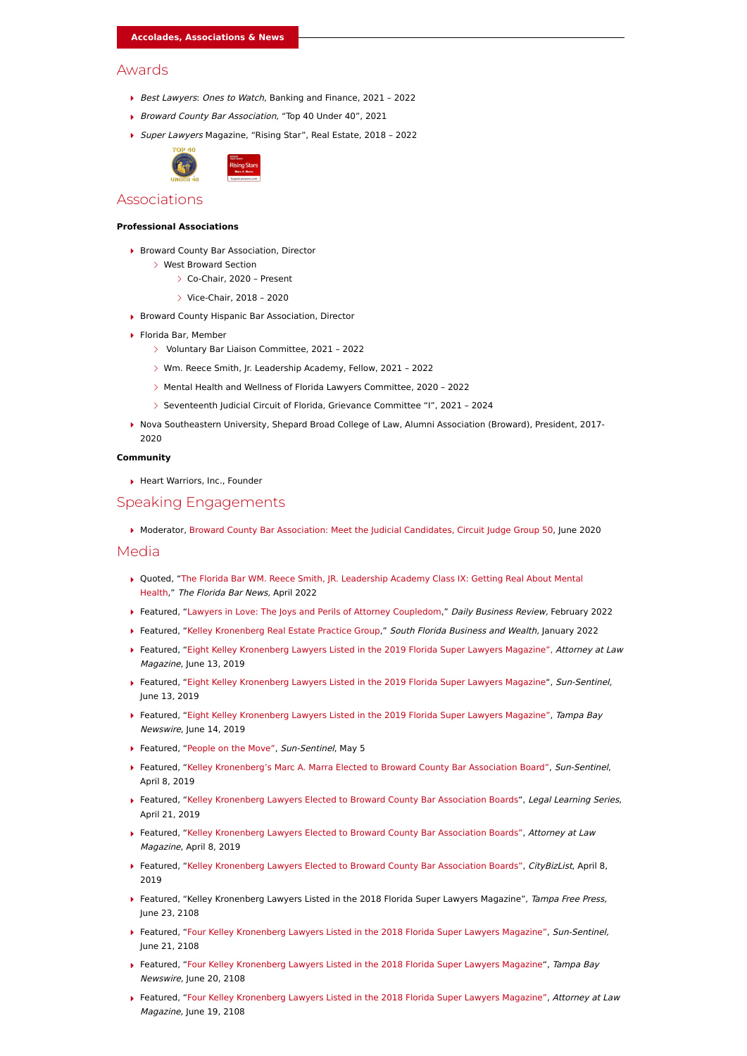## Accolades, Associations & News

### Awards

- *Best Lawyers*: *Ones to Watch*, Banking and Finance, 2021 – 2022
- *Broward County Bar Association*, "Top 40 Under 40", 2021
- *Super Lawyers* Magazine, "Rising Star", Real Estate, 2018 – 2022

### Associations

**Professional Associations**

- Broward County Bar Association, Director
  - West Broward Section
    - Co-Chair, 2020 – Present
    - Vice-Chair, 2018 – 2020
- Broward County Hispanic Bar Association, Director
- Florida Bar, Member
  - Voluntary Bar Liaison Committee, 2021 – 2022
  - Wm. Reece Smith, Jr. Leadership Academy, Fellow, 2021 – 2022
  - Mental Health and Wellness of Florida Lawyers Committee, 2020 – 2022
  - Seventeenth Judicial Circuit of Florida, Grievance Committee "I", 2021 – 2024
- Nova Southeastern University, Shepard Broad College of Law, Alumni Association (Broward), President, 2017-2020

**Community**

- Heart Warriors, Inc., Founder

### Speaking Engagements

- Moderator, Broward County Bar Association: Meet the Judicial Candidates, Circuit Judge Group 50, June 2020

### Media

- Quoted, "The Florida Bar WM. Reece Smith, JR. Leadership Academy Class IX: Getting Real About Mental Health," *The Florida Bar News,* April 2022
- Featured, "Lawyers in Love: The Joys and Perils of Attorney Coupledom," *Daily Business Review*, February 2022
- Featured, "Kelley Kronenberg Real Estate Practice Group," *South Florida Business and Wealth,* January 2022
- Featured, "Eight Kelley Kronenberg Lawyers Listed in the 2019 Florida Super Lawyers Magazine", *Attorney at Law Magazine*, June 13, 2019
- Featured, "Eight Kelley Kronenberg Lawyers Listed in the 2019 Florida Super Lawyers Magazine", *Sun-Sentinel,* June 13, 2019
- Featured, "Eight Kelley Kronenberg Lawyers Listed in the 2019 Florida Super Lawyers Magazine", *Tampa Bay Newswire*, June 14, 2019
- Featured, "People on the Move", *Sun-Sentinel*, May 5
- Featured, "Kelley Kronenberg's Marc A. Marra Elected to Broward County Bar Association Board", *Sun-Sentinel*, April 8, 2019
- Featured, "Kelley Kronenberg Lawyers Elected to Broward County Bar Association Boards", *Legal Learning Series,* April 21, 2019
- Featured, "Kelley Kronenberg Lawyers Elected to Broward County Bar Association Boards", *Attorney at Law Magazine*, April 8, 2019
- Featured, "Kelley Kronenberg Lawyers Elected to Broward County Bar Association Boards", *CityBizList*, April 8, 2019
- Featured, "Kelley Kronenberg Lawyers Listed in the 2018 Florida Super Lawyers Magazine", *Tampa Free Press,* June 23, 2108
- Featured, "Four Kelley Kronenberg Lawyers Listed in the 2018 Florida Super Lawyers Magazine", *Sun-Sentinel,* June 21, 2108
- Featured, "Four Kelley Kronenberg Lawyers Listed in the 2018 Florida Super Lawyers Magazine", *Tampa Bay Newswire,* June 20, 2108
- Featured, "Four Kelley Kronenberg Lawyers Listed in the 2018 Florida Super Lawyers Magazine", *Attorney at Law Magazine,* June 19, 2108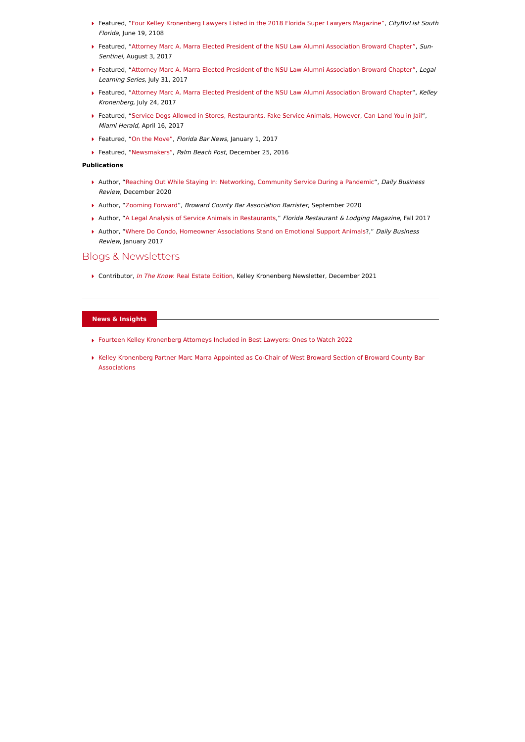- Featured, "Four Kelley Kronenberg Lawyers Listed in the 2018 Florida Super Lawyers Magazine", *CityBizList South Florida,* June 19, 2108
- Featured, "Attorney Marc A. Marra Elected President of the NSU Law Alumni Association Broward Chapter", *Sun-Sentinel,* August 3, 2017
- Featured, "Attorney Marc A. Marra Elected President of the NSU Law Alumni Association Broward Chapter", *Legal Learning Series,* July 31, 2017
- Featured, "Attorney Marc A. Marra Elected President of the NSU Law Alumni Association Broward Chapter", *Kelley Kronenberg,* July 24, 2017
- Featured, "Service Dogs Allowed in Stores, Restaurants. Fake Service Animals, However, Can Land You in Jail", *Miami Herald,* April 16, 2017
- Featured, "On the Move", *Florida Bar News,* January 1, 2017
- Featured, "Newsmakers", *Palm Beach Post,* December 25, 2016

**Publications**

- Author, "Reaching Out While Staying In: Networking, Community Service During a Pandemic", *Daily Business Review,* December 2020
- Author, "Zooming Forward", *Broward County Bar Association Barrister*, September 2020
- Author, "A Legal Analysis of Service Animals in Restaurants," *Florida Restaurant & Lodging Magazine*, Fall 2017
- Author, "Where Do Condo, Homeowner Associations Stand on Emotional Support Animals?," *Daily Business Review*, January 2017

## Blogs & Newsletters

- Contributor, *In The Know*: Real Estate Edition, Kelley Kronenberg Newsletter, December 2021

**News & Insights**

- Fourteen Kelley Kronenberg Attorneys Included in Best Lawyers: Ones to Watch 2022
- Kelley Kronenberg Partner Marc Marra Appointed as Co-Chair of West Broward Section of Broward County Bar Associations